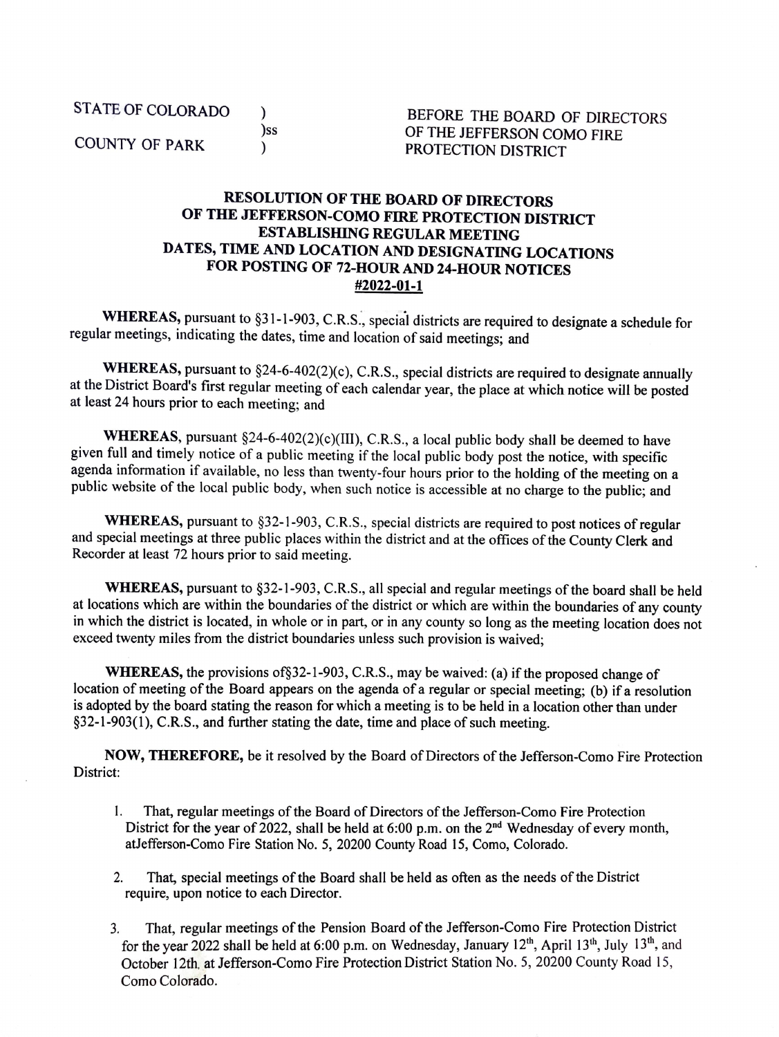STATE OF COLORADO )
)ss
COUNTY OF PARK )

BEFORE THE BOARD OF DIRECTORS
OF THE JEFFERSON COMO FIRE
PROTECTION DISTRICT

**RESOLUTION OF THE BOARD OF DIRECTORS
OF THE JEFFERSON-COMO FIRE PROTECTION DISTRICT
ESTABLISHING REGULAR MEETING
DATES, TIME AND LOCATION AND DESIGNATING LOCATIONS
FOR POSTING OF 72-HOUR AND 24-HOUR NOTICES
#2022-01-1**

**WHEREAS,** pursuant to §31-1-903, C.R.S., special districts are required to designate a schedule for regular meetings, indicating the dates, time and location of said meetings; and

**WHEREAS,** pursuant to §24-6-402(2)(c), C.R.S., special districts are required to designate annually at the District Board's first regular meeting of each calendar year, the place at which notice will be posted at least 24 hours prior to each meeting; and

**WHEREAS**, pursuant §24-6-402(2)(c)(III), C.R.S., a local public body shall be deemed to have given full and timely notice of a public meeting if the local public body post the notice, with specific agenda information if available, no less than twenty-four hours prior to the holding of the meeting on a public website of the local public body, when such notice is accessible at no charge to the public; and

**WHEREAS,** pursuant to §32-1-903, C.R.S., special districts are required to post notices of regular and special meetings at three public places within the district and at the offices of the County Clerk and Recorder at least 72 hours prior to said meeting.

**WHEREAS,** pursuant to §32-1-903, C.R.S., all special and regular meetings of the board shall be held at locations which are within the boundaries of the district or which are within the boundaries of any county in which the district is located, in whole or in part, or in any county so long as the meeting location does not exceed twenty miles from the district boundaries unless such provision is waived;

**WHEREAS,** the provisions of§32-1-903, C.R.S., may be waived: (a) if the proposed change of location of meeting of the Board appears on the agenda of a regular or special meeting; (b) if a resolution is adopted by the board stating the reason for which a meeting is to be held in a location other than under §32-1-903(1), C.R.S., and further stating the date, time and place of such meeting.

**NOW, THEREFORE,** be it resolved by the Board of Directors of the Jefferson-Como Fire Protection District:

1. That, regular meetings of the Board of Directors of the Jefferson-Como Fire Protection District for the year of 2022, shall be held at 6:00 p.m. on the 2nd Wednesday of every month, atJefferson-Como Fire Station No. 5, 20200 County Road 15, Como, Colorado.

2. That, special meetings of the Board shall be held as often as the needs of the District require, upon notice to each Director.

3. That, regular meetings of the Pension Board of the Jefferson-Como Fire Protection District for the year 2022 shall be held at 6:00 p.m. on Wednesday, January 12th, April 13th, July 13th, and October 12th, at Jefferson-Como Fire Protection District Station No. 5, 20200 County Road 15, Como Colorado.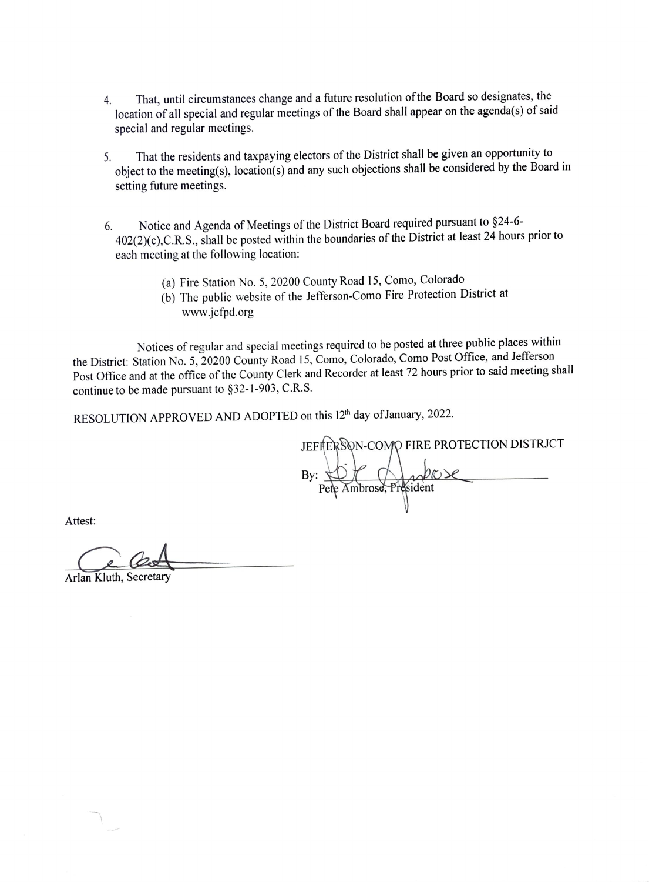4. That, until circumstances change and a future resolution of the Board so designates, the location of all special and regular meetings of the Board shall appear on the agenda(s) of said special and regular meetings.

5. That the residents and taxpaying electors of the District shall be given an opportunity to object to the meeting(s), location(s) and any such objections shall be considered by the Board in setting future meetings.

6. Notice and Agenda of Meetings of the District Board required pursuant to §24-6-402(2)(c),C.R.S., shall be posted within the boundaries of the District at least 24 hours prior to each meeting at the following location:

   (a) Fire Station No. 5, 20200 County Road 15, Como, Colorado
   (b) The public website of the Jefferson-Como Fire Protection District at www.jcfpd.org

Notices of regular and special meetings required to be posted at three public places within the District: Station No. 5, 20200 County Road 15, Como, Colorado, Como Post Office, and Jefferson Post Office and at the office of the County Clerk and Recorder at least 72 hours prior to said meeting shall continue to be made pursuant to §32-1-903, C.R.S.

RESOLUTION APPROVED AND ADOPTED on this 12th day of January, 2022.

JEFFERSON-COMO FIRE PROTECTION DISTRJCT

By: _______________________
Pete Ambrose, President

Attest:

_______________________
Arlan Kluth, Secretary